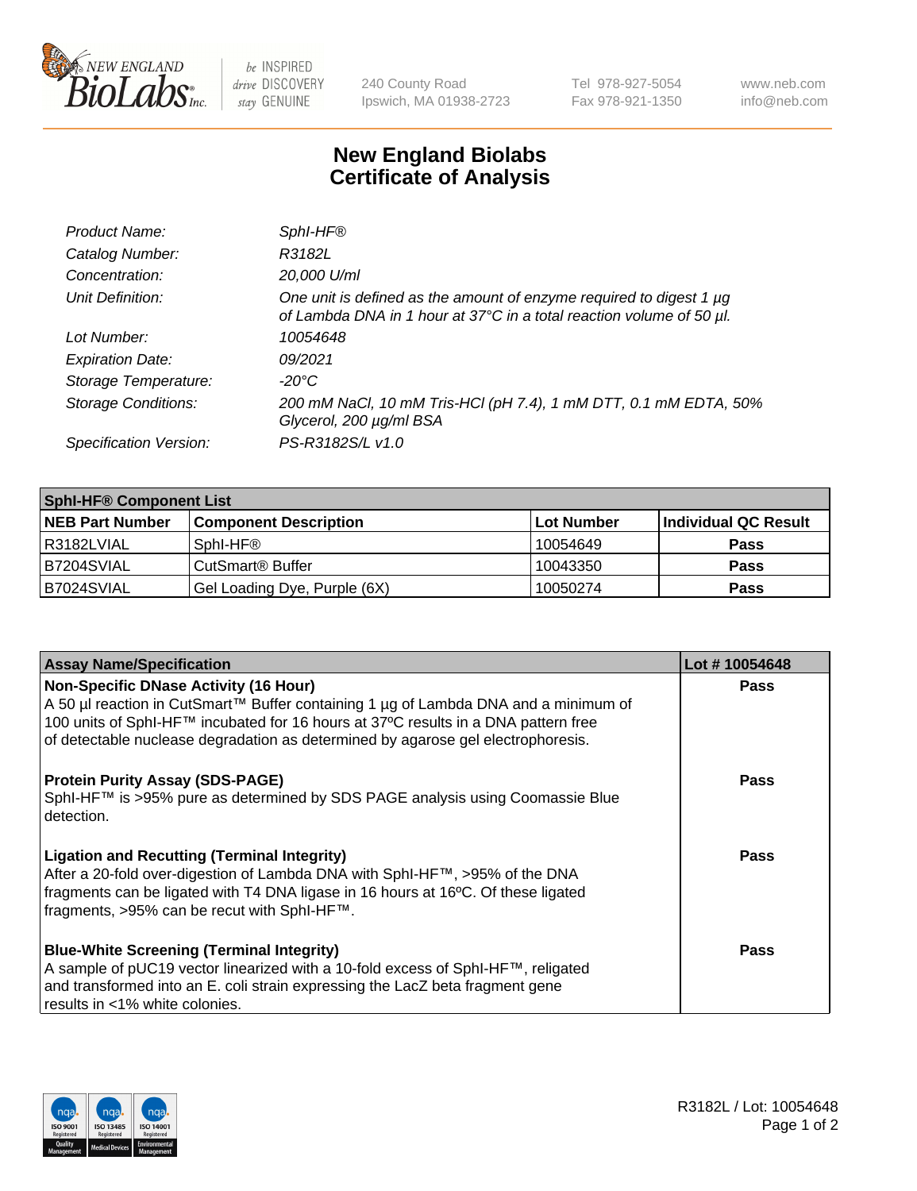# New England Biolabs
## Certificate of Analysis

| | |
|---|---|
| *Product Name:* | *SphI-HF®* |
| *Catalog Number:* | *R3182L* |
| *Concentration:* | *20,000 U/ml* |
| *Unit Definition:* | *One unit is defined as the amount of enzyme required to digest 1 µg of Lambda DNA in 1 hour at 37°C in a total reaction volume of 50 µl.* |
| *Lot Number:* | *10054648* |
| *Expiration Date:* | *09/2021* |
| *Storage Temperature:* | *-20°C* |
| *Storage Conditions:* | *200 mM NaCl, 10 mM Tris-HCl (pH 7.4), 1 mM DTT, 0.1 mM EDTA, 50% Glycerol, 200 µg/ml BSA* |
| *Specification Version:* | *PS-R3182S/L v1.0* |

| SphI-HF® Component List | | | |
|---|---|---|---|
| **NEB Part Number** | **Component Description** | **Lot Number** | **Individual QC Result** |
| R3182LVIAL | SphI-HF® | 10054649 | **Pass** |
| B7204SVIAL | CutSmart® Buffer | 10043350 | **Pass** |
| B7024SVIAL | Gel Loading Dye, Purple (6X) | 10050274 | **Pass** |

| Assay Name/Specification | Lot # 10054648 |
|---|---|
| **Non-Specific DNase Activity (16 Hour)** A 50 µl reaction in CutSmart™ Buffer containing 1 µg of Lambda DNA and a minimum of 100 units of SphI-HF™ incubated for 16 hours at 37ºC results in a DNA pattern free of detectable nuclease degradation as determined by agarose gel electrophoresis. | **Pass** |
| **Protein Purity Assay (SDS-PAGE)** SphI-HF™ is >95% pure as determined by SDS PAGE analysis using Coomassie Blue detection. | **Pass** |
| **Ligation and Recutting (Terminal Integrity)** After a 20-fold over-digestion of Lambda DNA with SphI-HF™, >95% of the DNA fragments can be ligated with T4 DNA ligase in 16 hours at 16ºC. Of these ligated fragments, >95% can be recut with SphI-HF™. | **Pass** |
| **Blue-White Screening (Terminal Integrity)** A sample of pUC19 vector linearized with a 10-fold excess of SphI-HF™, religated and transformed into an E. coli strain expressing the LacZ beta fragment gene results in <1% white colonies. | **Pass** |

R3182L / Lot: 10054648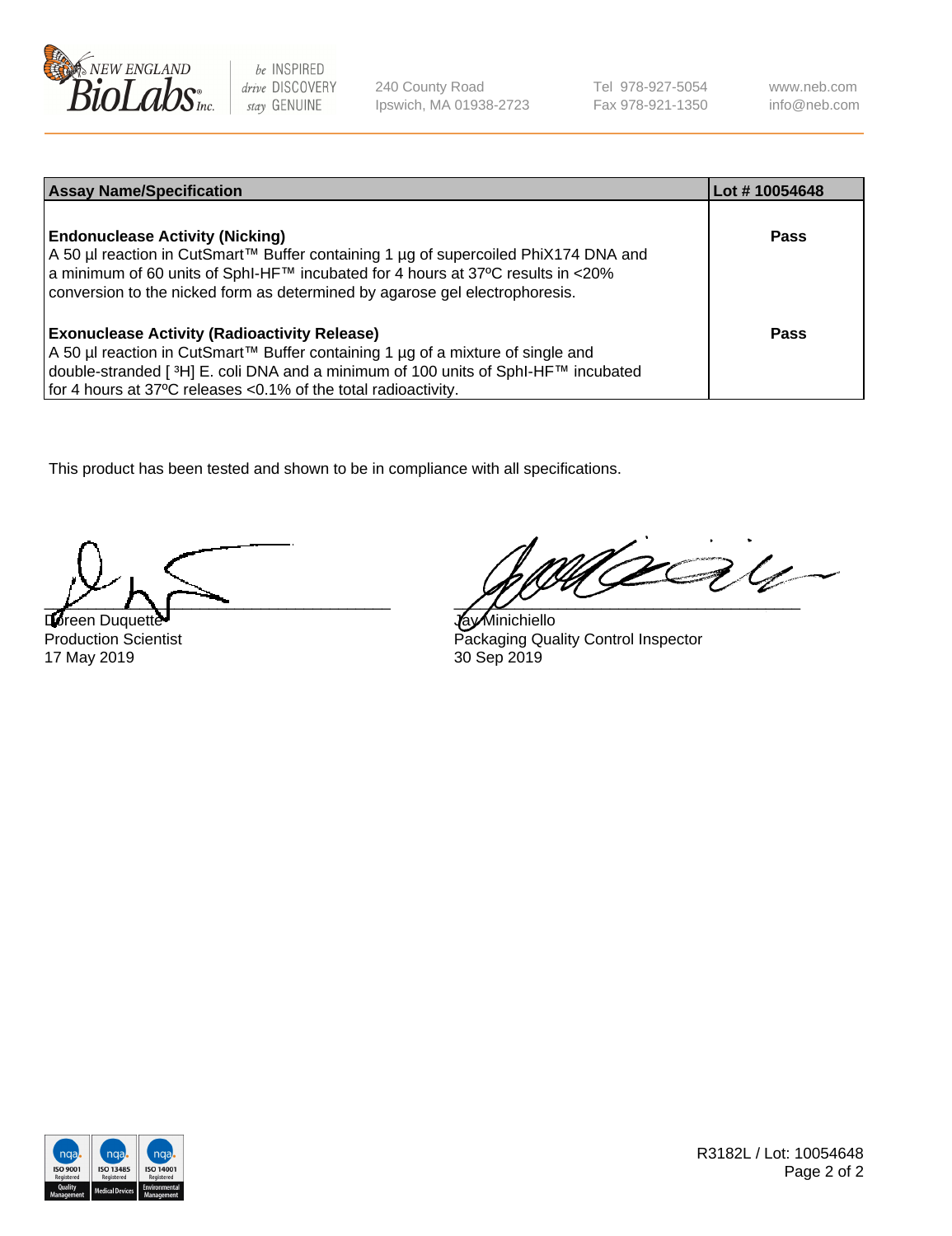| Assay Name/Specification | Lot # 10054648 |
| --- | --- |
| **Endonuclease Activity (Nicking)**<br>A 50 µl reaction in CutSmart™ Buffer containing 1 µg of supercoiled PhiX174 DNA and a minimum of 60 units of SphI-HF™ incubated for 4 hours at 37ºC results in <20% conversion to the nicked form as determined by agarose gel electrophoresis. | **Pass** |
| **Exonuclease Activity (Radioactivity Release)**<br>A 50 µl reaction in CutSmart™ Buffer containing 1 µg of a mixture of single and double-stranded [ $^3$H] E. coli DNA and a minimum of 100 units of SphI-HF™ incubated for 4 hours at 37ºC releases <0.1% of the total radioactivity. | **Pass** |

This product has been tested and shown to be in compliance with all specifications.

Doreen Duquette
Production Scientist
17 May 2019

Jay Minichiello
Packaging Quality Control Inspector
30 Sep 2019

R3182L / Lot: 10054648